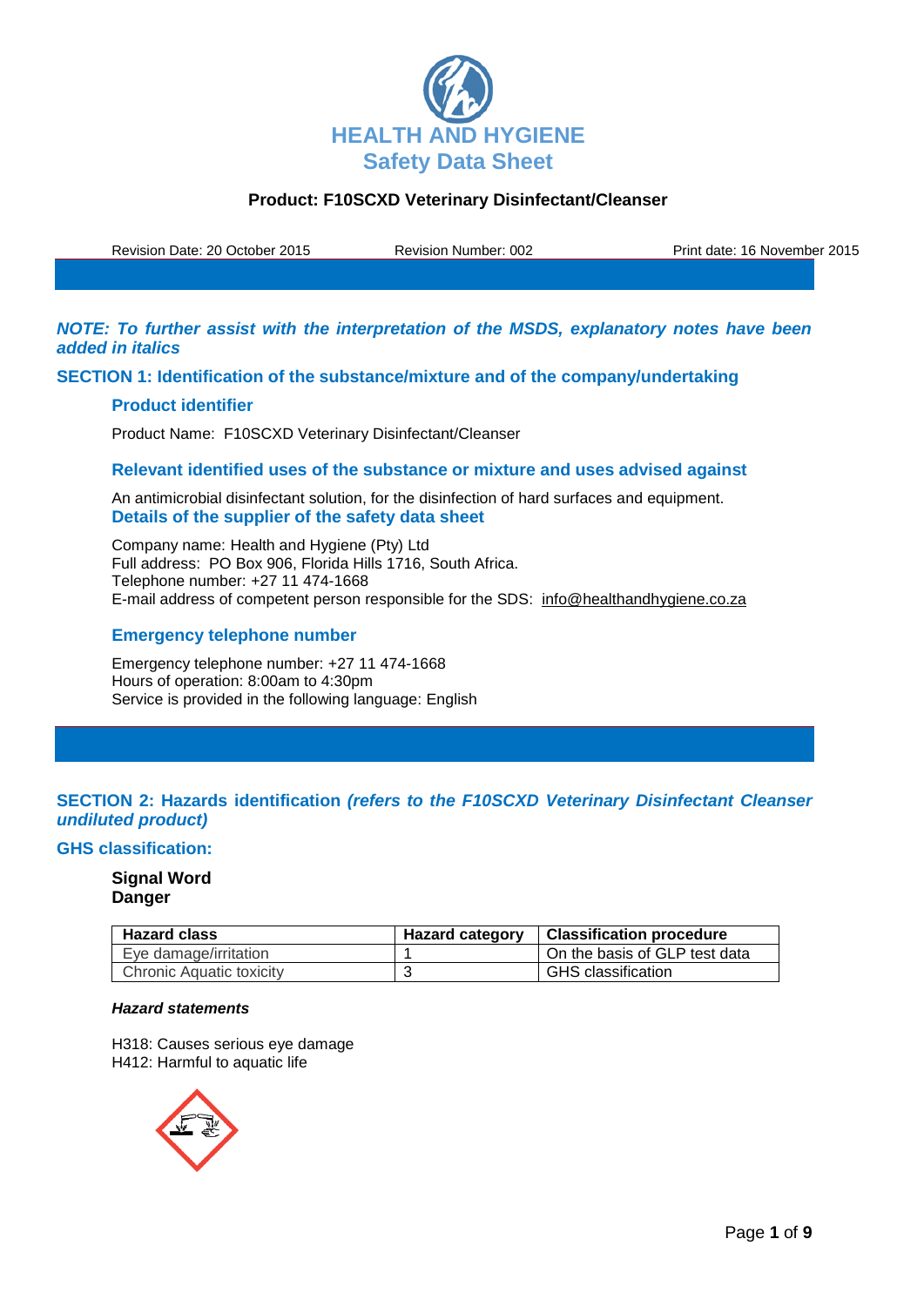# HEALTH AND HYGIENE
## Safety Data Sheet

**Product: F10SCXD Veterinary Disinfectant/Cleanser**

Revision Date: 20 October 2015 Revision Number: 002 Print date: 16 November 2015

***NOTE: To further assist with the interpretation of the MSDS, explanatory notes have been added in italics***

## SECTION 1: Identification of the substance/mixture and of the company/undertaking

### Product identifier

Product Name: F10SCXD Veterinary Disinfectant/Cleanser

### Relevant identified uses of the substance or mixture and uses advised against

An antimicrobial disinfectant solution, for the disinfection of hard surfaces and equipment.

### Details of the supplier of the safety data sheet

Company name: Health and Hygiene (Pty) Ltd
Full address: PO Box 906, Florida Hills 1716, South Africa.
Telephone number: +27 11 474-1668
E-mail address of competent person responsible for the SDS: info@healthandhygiene.co.za

### Emergency telephone number

Emergency telephone number: +27 11 474-1668
Hours of operation: 8:00am to 4:30pm
Service is provided in the following language: English

## SECTION 2: Hazards identification *(refers to the F10SCXD Veterinary Disinfectant Cleanser undiluted product)*

### GHS classification:

**Signal Word**
**Danger**

| Hazard class | Hazard category | Classification procedure |
|---|---|---|
| Eye damage/irritation | 1 | On the basis of GLP test data |
| Chronic Aquatic toxicity | 3 | GHS classification |

***Hazard statements***

H318: Causes serious eye damage
H412: Harmful to aquatic life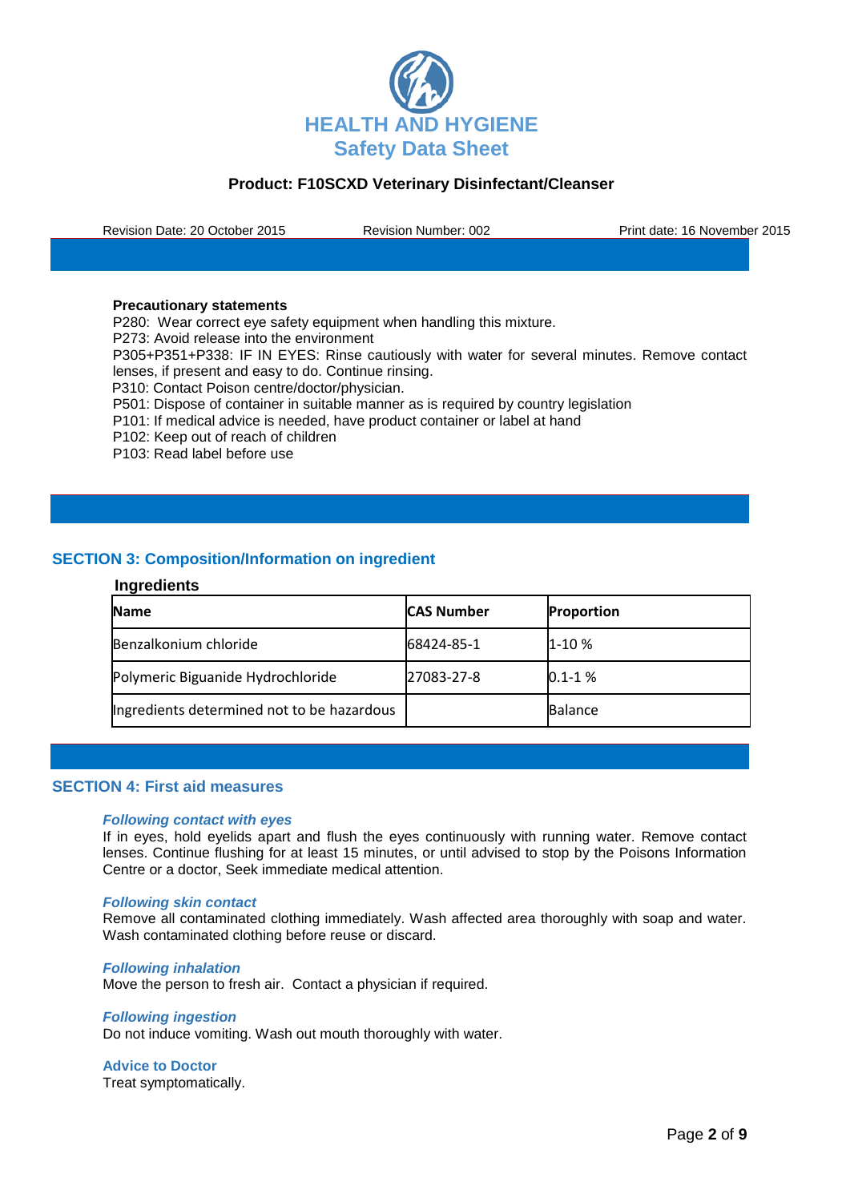**Precautionary statements**

P280: Wear correct eye safety equipment when handling this mixture.
P273: Avoid release into the environment
P305+P351+P338: IF IN EYES: Rinse cautiously with water for several minutes. Remove contact lenses, if present and easy to do. Continue rinsing.
P310: Contact Poison centre/doctor/physician.
P501: Dispose of container in suitable manner as is required by country legislation
P101: If medical advice is needed, have product container or label at hand
P102: Keep out of reach of children
P103: Read label before use

## SECTION 3: Composition/Information on ingredient

**Ingredients**

| Name | CAS Number | Proportion |
|---|---|---|
| Benzalkonium chloride | 68424-85-1 | 1-10 % |
| Polymeric Biguanide Hydrochloride | 27083-27-8 | 0.1-1 % |
| Ingredients determined not to be hazardous | | Balance |

## SECTION 4: First aid measures

***Following contact with eyes***

If in eyes, hold eyelids apart and flush the eyes continuously with running water. Remove contact lenses. Continue flushing for at least 15 minutes, or until advised to stop by the Poisons Information Centre or a doctor, Seek immediate medical attention.

***Following skin contact***

Remove all contaminated clothing immediately. Wash affected area thoroughly with soap and water. Wash contaminated clothing before reuse or discard.

***Following inhalation***

Move the person to fresh air. Contact a physician if required.

***Following ingestion***

Do not induce vomiting. Wash out mouth thoroughly with water.

**Advice to Doctor**

Treat symptomatically.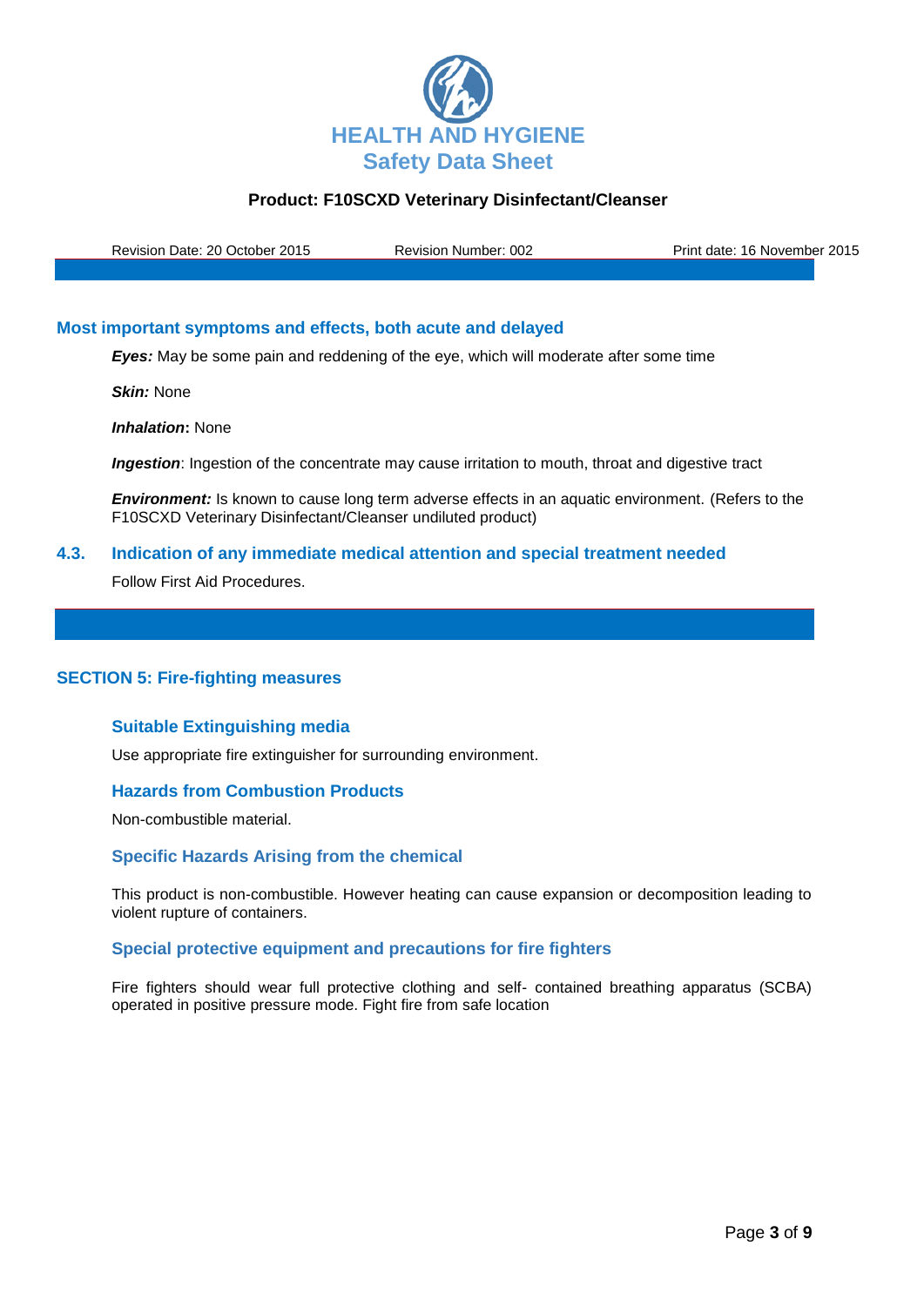## Most important symptoms and effects, both acute and delayed

***Eyes:*** May be some pain and reddening of the eye, which will moderate after some time

***Skin:*** None

***Inhalation*:** None

***Ingestion***: Ingestion of the concentrate may cause irritation to mouth, throat and digestive tract

***Environment:*** Is known to cause long term adverse effects in an aquatic environment. (Refers to the F10SCXD Veterinary Disinfectant/Cleanser undiluted product)

## 4.3. Indication of any immediate medical attention and special treatment needed

Follow First Aid Procedures.

# SECTION 5: Fire-fighting measures

### Suitable Extinguishing media

Use appropriate fire extinguisher for surrounding environment.

### Hazards from Combustion Products

Non-combustible material.

### Specific Hazards Arising from the chemical

This product is non-combustible. However heating can cause expansion or decomposition leading to violent rupture of containers.

### Special protective equipment and precautions for fire fighters

Fire fighters should wear full protective clothing and self- contained breathing apparatus (SCBA) operated in positive pressure mode. Fight fire from safe location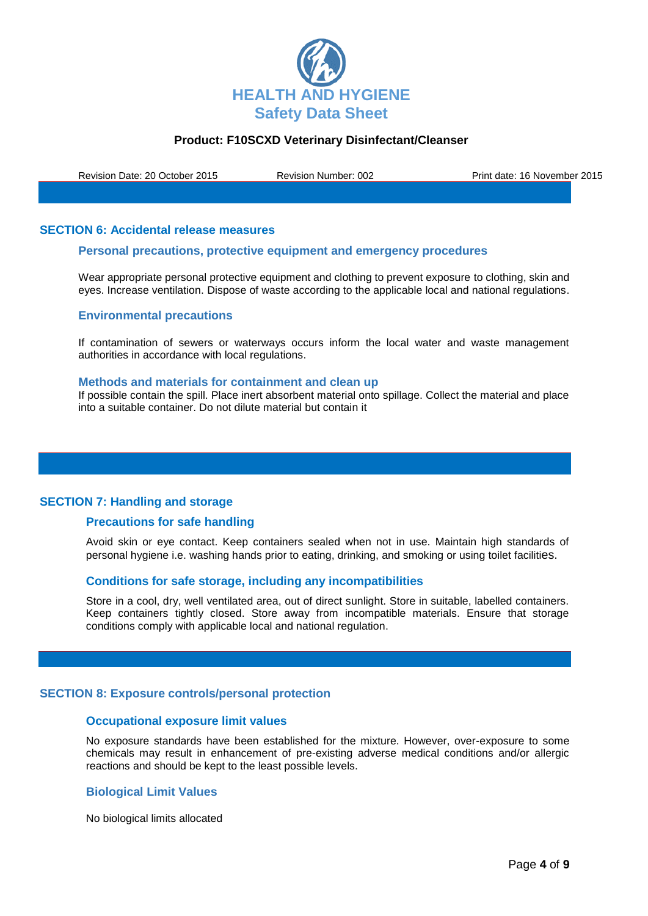## SECTION 6: Accidental release measures

### Personal precautions, protective equipment and emergency procedures

Wear appropriate personal protective equipment and clothing to prevent exposure to clothing, skin and eyes. Increase ventilation. Dispose of waste according to the applicable local and national regulations.

### Environmental precautions

If contamination of sewers or waterways occurs inform the local water and waste management authorities in accordance with local regulations.

### Methods and materials for containment and clean up

If possible contain the spill. Place inert absorbent material onto spillage. Collect the material and place into a suitable container. Do not dilute material but contain it

## SECTION 7: Handling and storage

### Precautions for safe handling

Avoid skin or eye contact. Keep containers sealed when not in use. Maintain high standards of personal hygiene i.e. washing hands prior to eating, drinking, and smoking or using toilet facilities.

### Conditions for safe storage, including any incompatibilities

Store in a cool, dry, well ventilated area, out of direct sunlight. Store in suitable, labelled containers. Keep containers tightly closed. Store away from incompatible materials. Ensure that storage conditions comply with applicable local and national regulation.

## SECTION 8: Exposure controls/personal protection

### Occupational exposure limit values

No exposure standards have been established for the mixture. However, over-exposure to some chemicals may result in enhancement of pre-existing adverse medical conditions and/or allergic reactions and should be kept to the least possible levels.

### Biological Limit Values

No biological limits allocated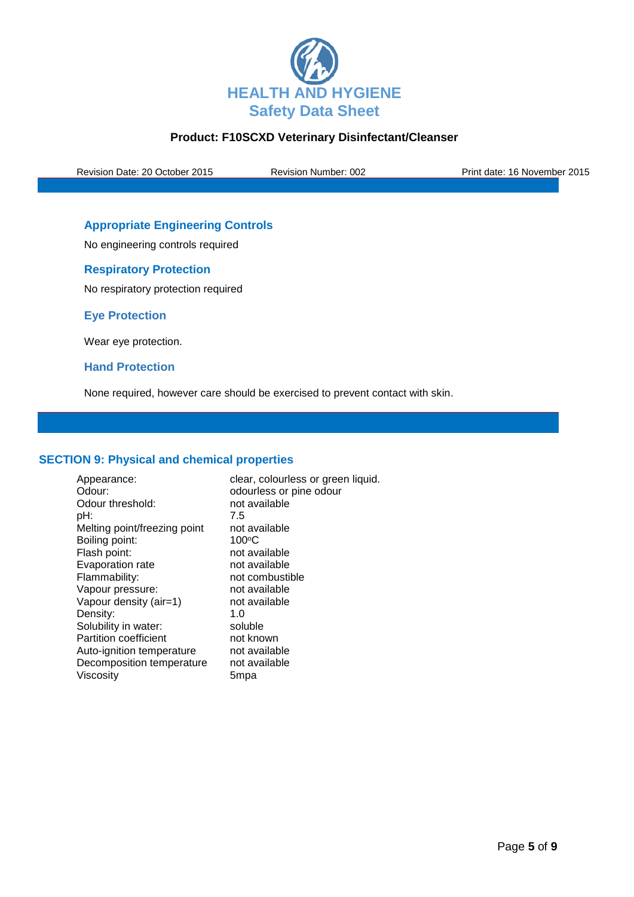### Appropriate Engineering Controls

No engineering controls required

### Respiratory Protection

No respiratory protection required

### Eye Protection

Wear eye protection.

### Hand Protection

None required, however care should be exercised to prevent contact with skin.

## SECTION 9: Physical and chemical properties

| | |
|---|---|
| Appearance: | clear, colourless or green liquid. |
| Odour: | odourless or pine odour |
| Odour threshold: | not available |
| pH: | 7.5 |
| Melting point/freezing point | not available |
| Boiling point: | 100$^{o}$C |
| Flash point: | not available |
| Evaporation rate | not available |
| Flammability: | not combustible |
| Vapour pressure: | not available |
| Vapour density (air=1) | not available |
| Density: | 1.0 |
| Solubility in water: | soluble |
| Partition coefficient | not known |
| Auto-ignition temperature | not available |
| Decomposition temperature | not available |
| Viscosity | 5mpa |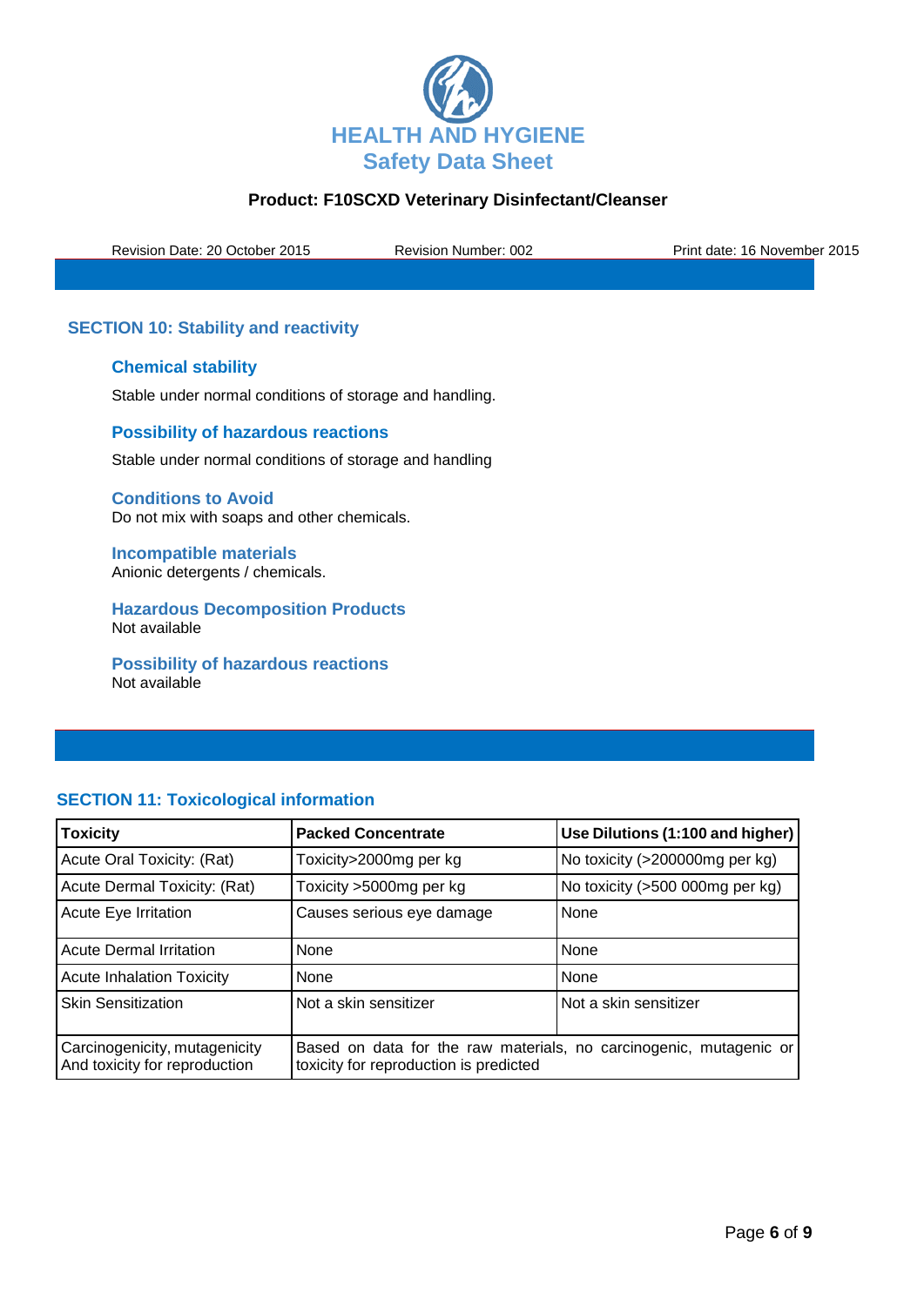## SECTION 10: Stability and reactivity

### Chemical stability

Stable under normal conditions of storage and handling.

### Possibility of hazardous reactions

Stable under normal conditions of storage and handling

### Conditions to Avoid

Do not mix with soaps and other chemicals.

### Incompatible materials

Anionic detergents / chemicals.

### Hazardous Decomposition Products

Not available

### Possibility of hazardous reactions

Not available

## SECTION 11: Toxicological information

| Toxicity | Packed Concentrate | Use Dilutions (1:100 and higher) |
|---|---|---|
| Acute Oral Toxicity: (Rat) | Toxicity>2000mg per kg | No toxicity (>200000mg per kg) |
| Acute Dermal Toxicity: (Rat) | Toxicity >5000mg per kg | No toxicity (>500 000mg per kg) |
| Acute Eye Irritation | Causes serious eye damage | None |
| Acute Dermal Irritation | None | None |
| Acute Inhalation Toxicity | None | None |
| Skin Sensitization | Not a skin sensitizer | Not a skin sensitizer |
| Carcinogenicity, mutagenicity And toxicity for reproduction | Based on data for the raw materials, no carcinogenic, mutagenic or toxicity for reproduction is predicted | |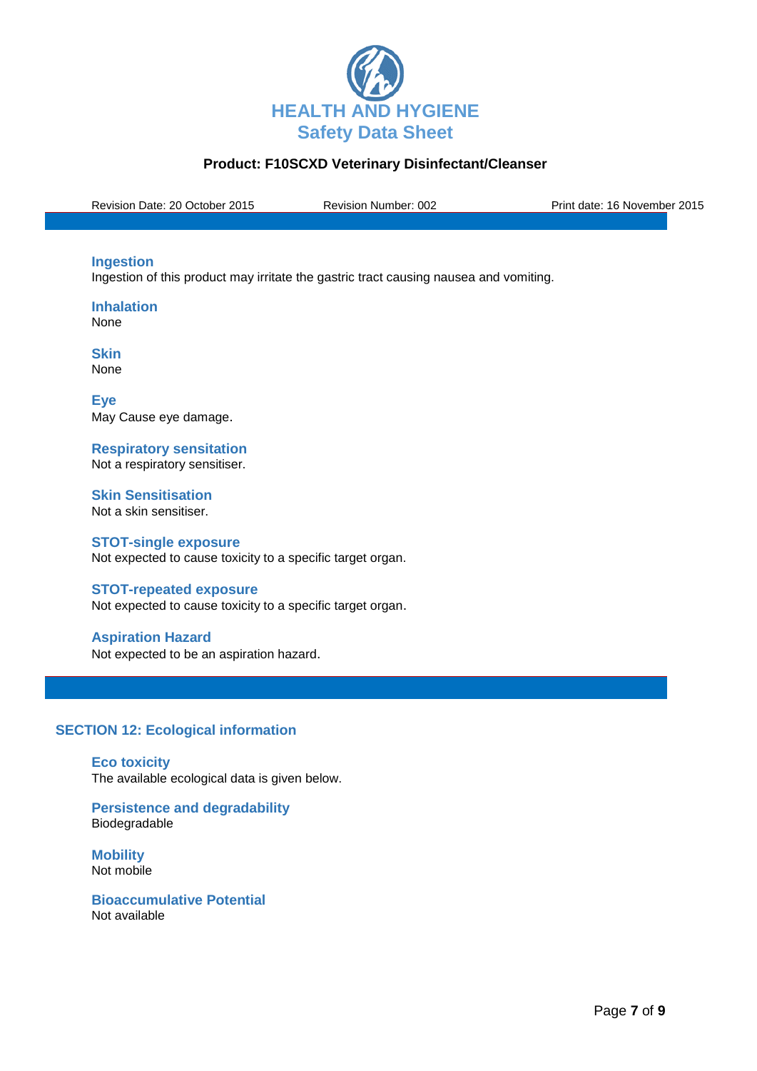### Ingestion

Ingestion of this product may irritate the gastric tract causing nausea and vomiting.

### Inhalation

None

### Skin

None

### Eye

May Cause eye damage.

### Respiratory sensitation

Not a respiratory sensitiser.

### Skin Sensitisation

Not a skin sensitiser.

### STOT-single exposure

Not expected to cause toxicity to a specific target organ.

### STOT-repeated exposure

Not expected to cause toxicity to a specific target organ.

### Aspiration Hazard

Not expected to be an aspiration hazard.

## SECTION 12: Ecological information

### Eco toxicity

The available ecological data is given below.

### Persistence and degradability

Biodegradable

### Mobility

Not mobile

### Bioaccumulative Potential

Not available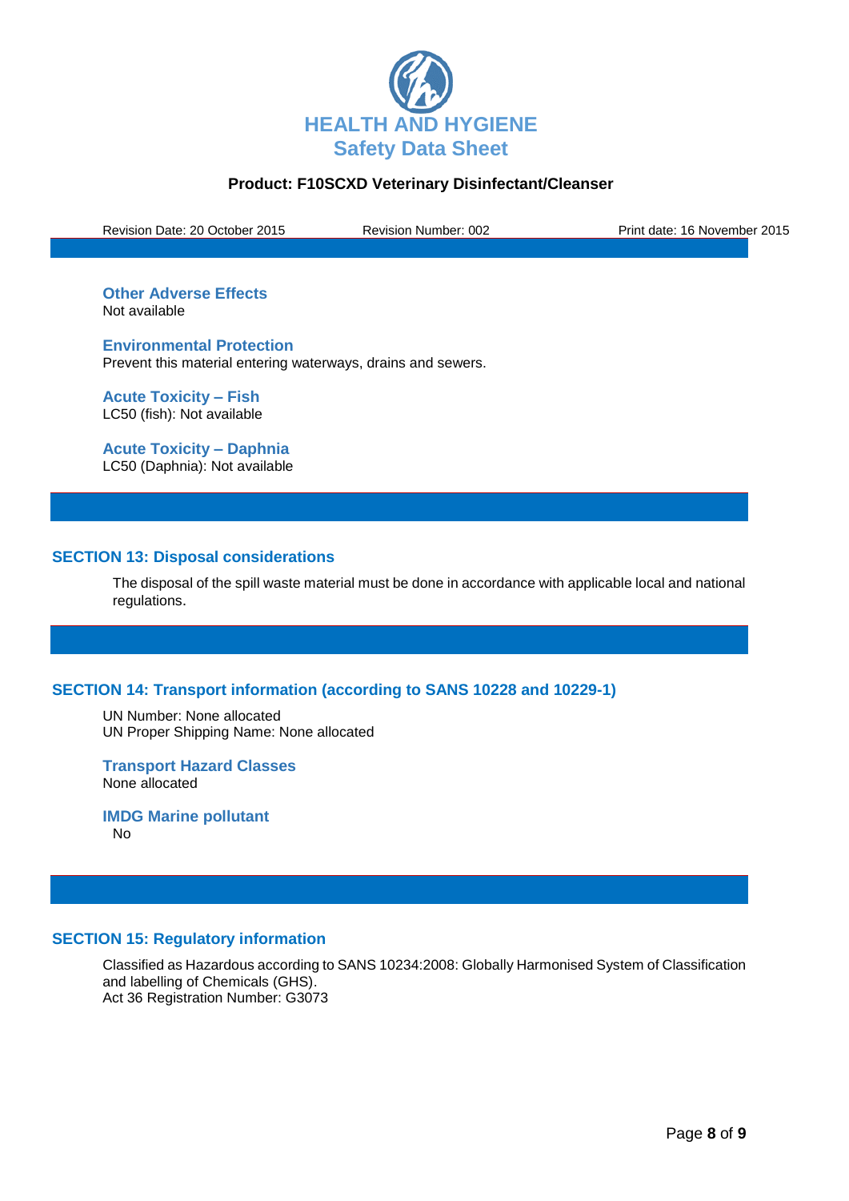### Other Adverse Effects
Not available

### Environmental Protection
Prevent this material entering waterways, drains and sewers.

### Acute Toxicity – Fish
LC50 (fish): Not available

### Acute Toxicity – Daphnia
LC50 (Daphnia): Not available

## SECTION 13: Disposal considerations

The disposal of the spill waste material must be done in accordance with applicable local and national regulations.

## SECTION 14: Transport information (according to SANS 10228 and 10229-1)

UN Number: None allocated
UN Proper Shipping Name: None allocated

### Transport Hazard Classes
None allocated

### IMDG Marine pollutant
No

## SECTION 15: Regulatory information

Classified as Hazardous according to SANS 10234:2008: Globally Harmonised System of Classification and labelling of Chemicals (GHS).
Act 36 Registration Number: G3073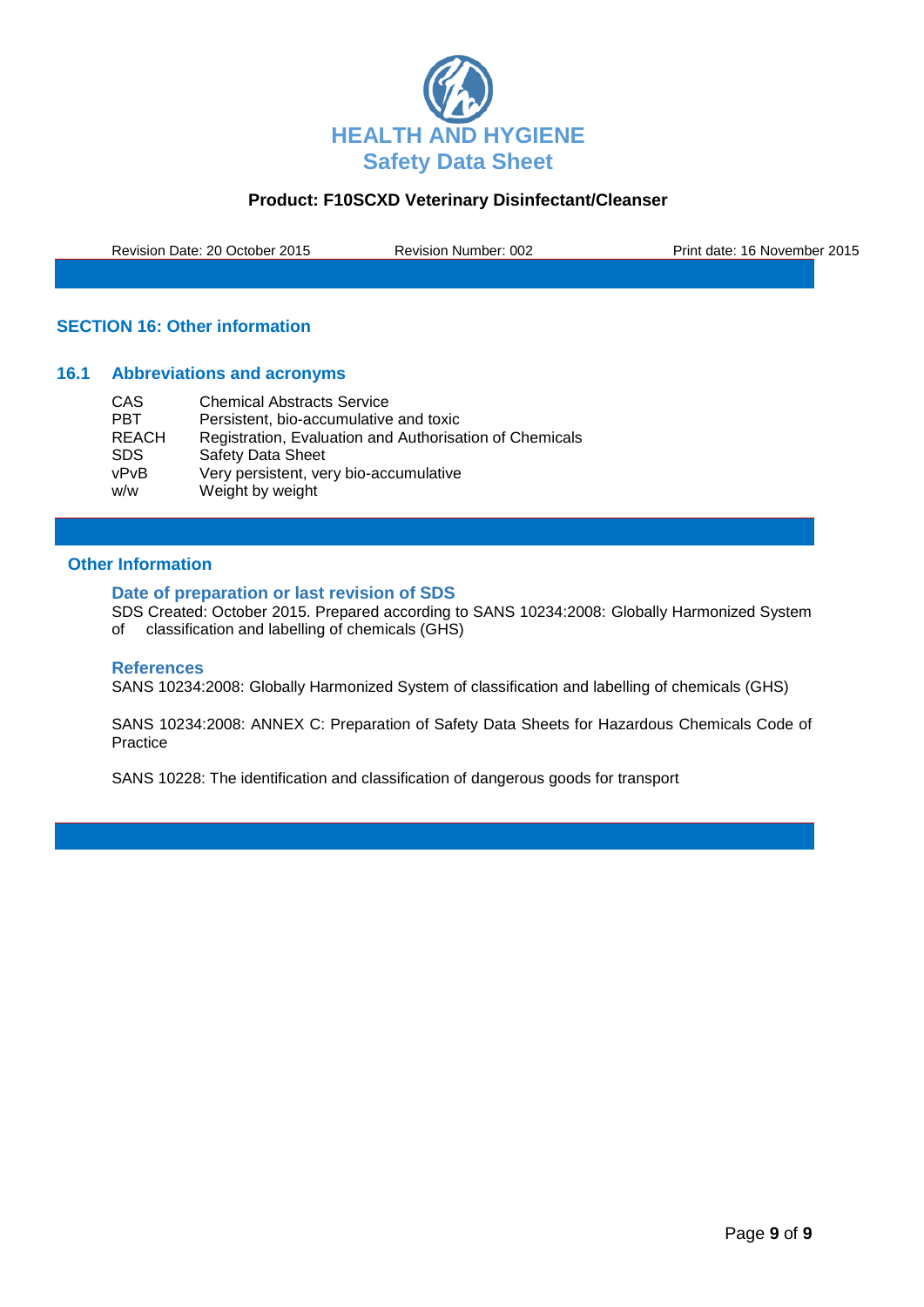## SECTION 16: Other information

### 16.1 Abbreviations and acronyms

| | |
|---|---|
| CAS | Chemical Abstracts Service |
| PBT | Persistent, bio-accumulative and toxic |
| REACH | Registration, Evaluation and Authorisation of Chemicals |
| SDS | Safety Data Sheet |
| vPvB | Very persistent, very bio-accumulative |
| w/w | Weight by weight |

### Other Information

#### Date of preparation or last revision of SDS

SDS Created: October 2015. Prepared according to SANS 10234:2008: Globally Harmonized System of classification and labelling of chemicals (GHS)

#### References

SANS 10234:2008: Globally Harmonized System of classification and labelling of chemicals (GHS)

SANS 10234:2008: ANNEX C: Preparation of Safety Data Sheets for Hazardous Chemicals Code of Practice

SANS 10228: The identification and classification of dangerous goods for transport